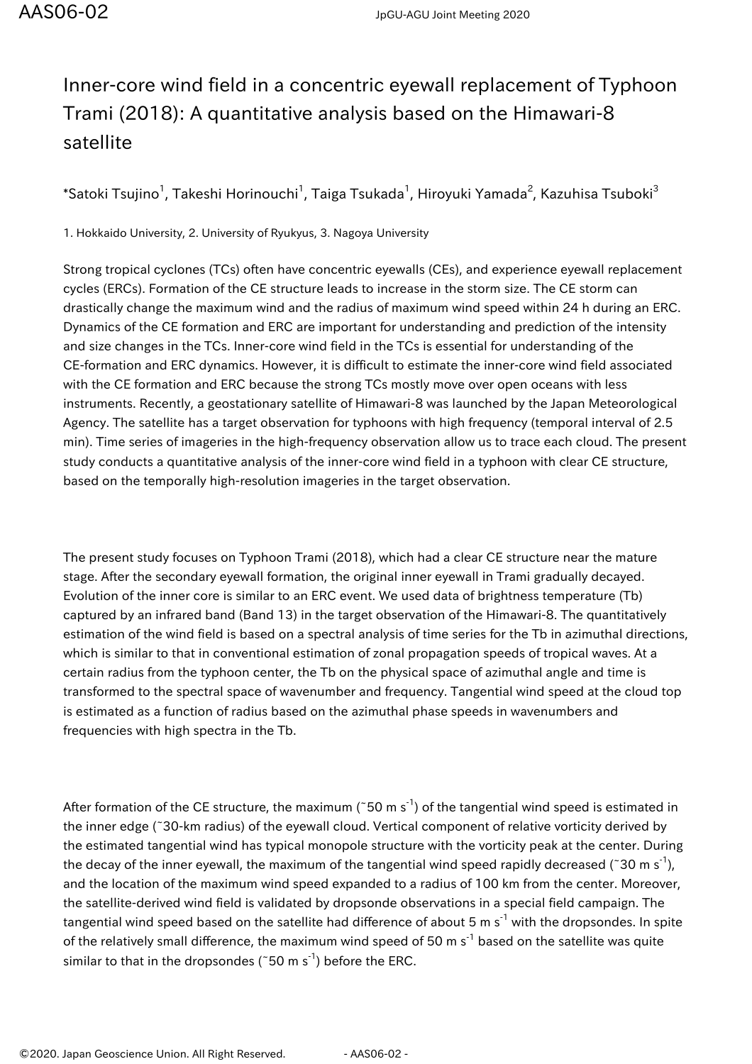# Inner-core wind field in a concentric eyewall replacement of Typhoon Trami (2018): A quantitative analysis based on the Himawari-8 satellite

*Satoki Tsujino[1], Takeshi Horinouchi[1], Taiga Tsukada[1], Hiroyuki Yamada[2], Kazuhisa Tsuboki[3]

1. Hokkaido University, 2. University of Ryukyus, 3. Nagoya University

Strong tropical cyclones (TCs) often have concentric eyewalls (CEs), and experience eyewall replacement cycles (ERCs). Formation of the CE structure leads to increase in the storm size. The CE storm can drastically change the maximum wind and the radius of maximum wind speed within 24 h during an ERC. Dynamics of the CE formation and ERC are important for understanding and prediction of the intensity and size changes in the TCs. Inner-core wind field in the TCs is essential for understanding of the CE-formation and ERC dynamics. However, it is difficult to estimate the inner-core wind field associated with the CE formation and ERC because the strong TCs mostly move over open oceans with less instruments. Recently, a geostationary satellite of Himawari-8 was launched by the Japan Meteorological Agency. The satellite has a target observation for typhoons with high frequency (temporal interval of 2.5 min). Time series of imageries in the high-frequency observation allow us to trace each cloud. The present study conducts a quantitative analysis of the inner-core wind field in a typhoon with clear CE structure, based on the temporally high-resolution imageries in the target observation.

The present study focuses on Typhoon Trami (2018), which had a clear CE structure near the mature stage. After the secondary eyewall formation, the original inner eyewall in Trami gradually decayed. Evolution of the inner core is similar to an ERC event. We used data of brightness temperature (Tb) captured by an infrared band (Band 13) in the target observation of the Himawari-8. The quantitatively estimation of the wind field is based on a spectral analysis of time series for the Tb in azimuthal directions, which is similar to that in conventional estimation of zonal propagation speeds of tropical waves. At a certain radius from the typhoon center, the Tb on the physical space of azimuthal angle and time is transformed to the spectral space of wavenumber and frequency. Tangential wind speed at the cloud top is estimated as a function of radius based on the azimuthal phase speeds in wavenumbers and frequencies with high spectra in the Tb.

After formation of the CE structure, the maximum (~50 m s$^{-1}$) of the tangential wind speed is estimated in the inner edge (~30-km radius) of the eyewall cloud. Vertical component of relative vorticity derived by the estimated tangential wind has typical monopole structure with the vorticity peak at the center. During the decay of the inner eyewall, the maximum of the tangential wind speed rapidly decreased (~30 m s$^{-1}$), and the location of the maximum wind speed expanded to a radius of 100 km from the center. Moreover, the satellite-derived wind field is validated by dropsonde observations in a special field campaign. The tangential wind speed based on the satellite had difference of about 5 m s$^{-1}$ with the dropsondes. In spite of the relatively small difference, the maximum wind speed of 50 m s$^{-1}$ based on the satellite was quite similar to that in the dropsondes (~50 m s$^{-1}$) before the ERC.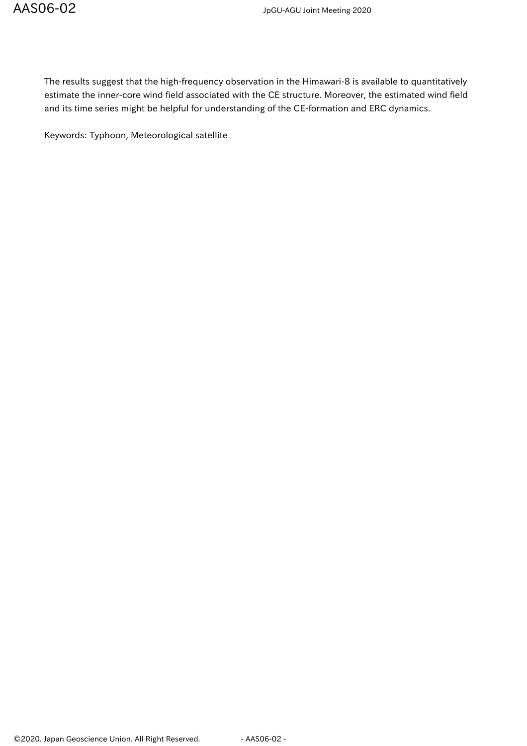The results suggest that the high-frequency observation in the Himawari-8 is available to quantitatively estimate the inner-core wind field associated with the CE structure. Moreover, the estimated wind field and its time series might be helpful for understanding of the CE-formation and ERC dynamics.

Keywords: Typhoon, Meteorological satellite